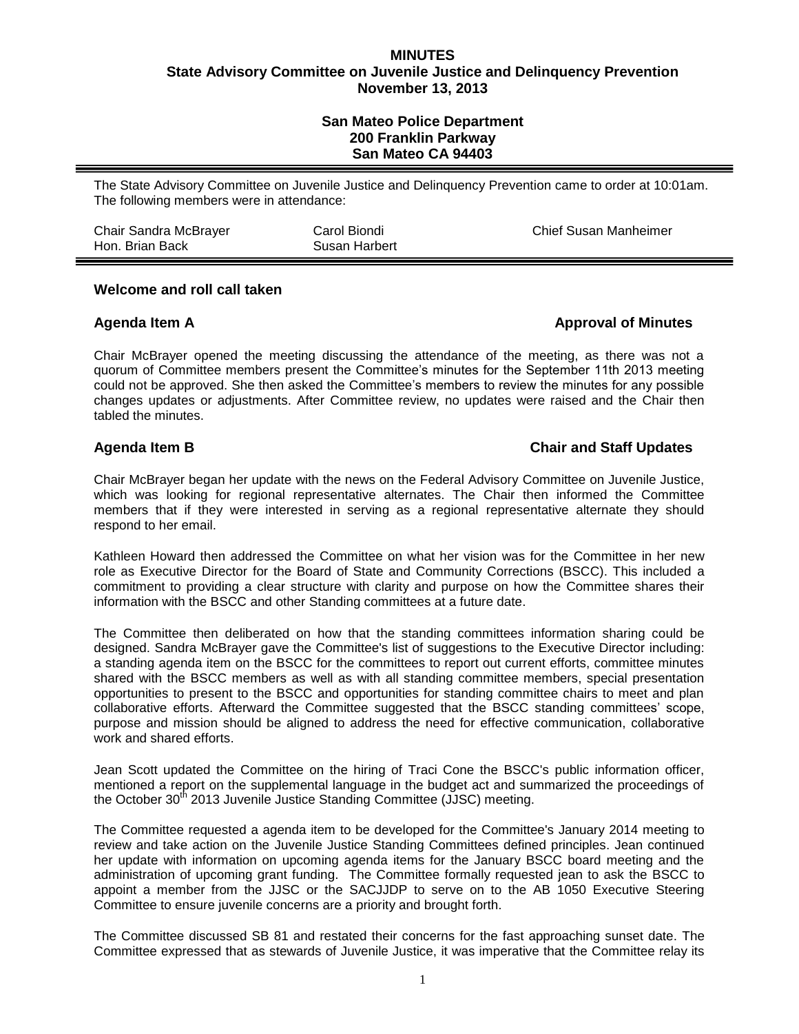# MINUTES
## State Advisory Committee on Juvenile Justice and Delinquency Prevention
## November 13, 2013

**San Mateo Police Department**
**200 Franklin Parkway**
**San Mateo CA 94403**

The State Advisory Committee on Juvenile Justice and Delinquency Prevention came to order at 10:01am. The following members were in attendance:

| | | |
|---|---|---|
| Chair Sandra McBrayer | Carol Biondi | Chief Susan Manheimer |
| Hon. Brian Back | Susan Harbert | |

### Welcome and roll call taken

### Agenda Item A — Approval of Minutes

Chair McBrayer opened the meeting discussing the attendance of the meeting, as there was not a quorum of Committee members present the Committee's minutes for the September 11th 2013 meeting could not be approved. She then asked the Committee's members to review the minutes for any possible changes updates or adjustments. After Committee review, no updates were raised and the Chair then tabled the minutes.

### Agenda Item B — Chair and Staff Updates

Chair McBrayer began her update with the news on the Federal Advisory Committee on Juvenile Justice, which was looking for regional representative alternates. The Chair then informed the Committee members that if they were interested in serving as a regional representative alternate they should respond to her email.

Kathleen Howard then addressed the Committee on what her vision was for the Committee in her new role as Executive Director for the Board of State and Community Corrections (BSCC). This included a commitment to providing a clear structure with clarity and purpose on how the Committee shares their information with the BSCC and other Standing committees at a future date.

The Committee then deliberated on how that the standing committees information sharing could be designed. Sandra McBrayer gave the Committee's list of suggestions to the Executive Director including: a standing agenda item on the BSCC for the committees to report out current efforts, committee minutes shared with the BSCC members as well as with all standing committee members, special presentation opportunities to present to the BSCC and opportunities for standing committee chairs to meet and plan collaborative efforts. Afterward the Committee suggested that the BSCC standing committees' scope, purpose and mission should be aligned to address the need for effective communication, collaborative work and shared efforts.

Jean Scott updated the Committee on the hiring of Traci Cone the BSCC's public information officer, mentioned a report on the supplemental language in the budget act and summarized the proceedings of the October 30th 2013 Juvenile Justice Standing Committee (JJSC) meeting.

The Committee requested a agenda item to be developed for the Committee's January 2014 meeting to review and take action on the Juvenile Justice Standing Committees defined principles. Jean continued her update with information on upcoming agenda items for the January BSCC board meeting and the administration of upcoming grant funding. The Committee formally requested jean to ask the BSCC to appoint a member from the JJSC or the SACJJDP to serve on to the AB 1050 Executive Steering Committee to ensure juvenile concerns are a priority and brought forth.

The Committee discussed SB 81 and restated their concerns for the fast approaching sunset date. The Committee expressed that as stewards of Juvenile Justice, it was imperative that the Committee relay its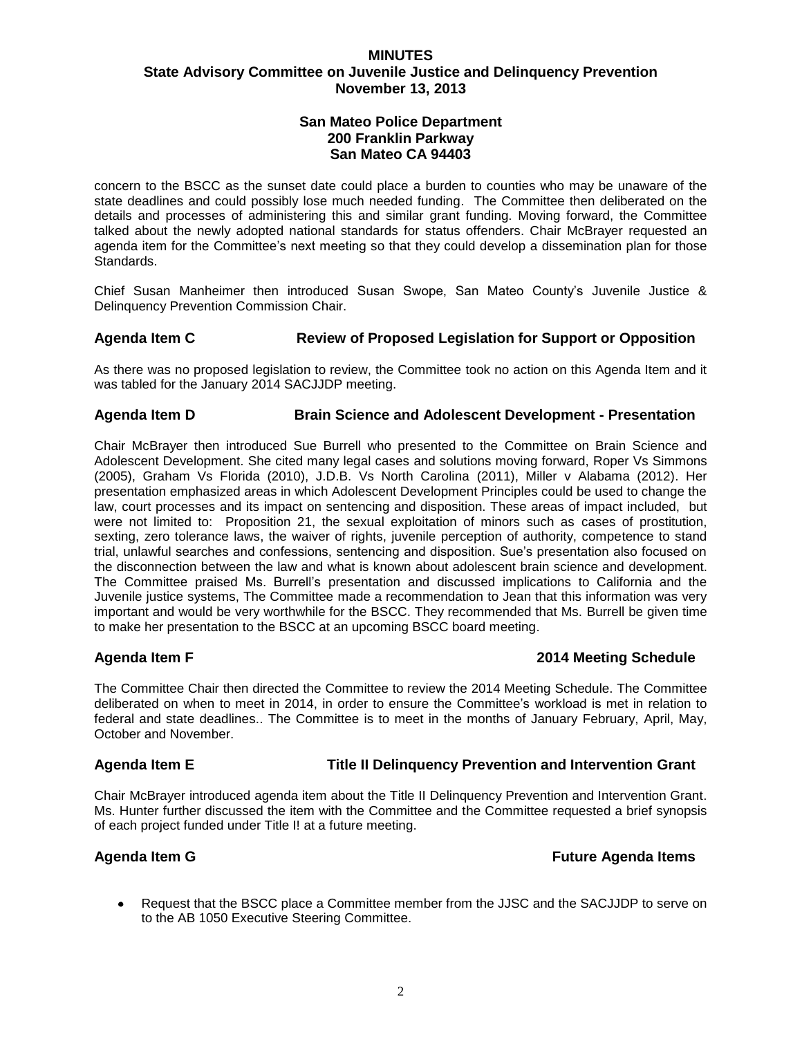# MINUTES
## State Advisory Committee on Juvenile Justice and Delinquency Prevention
## November 13, 2013

**San Mateo Police Department**
**200 Franklin Parkway**
**San Mateo CA 94403**

concern to the BSCC as the sunset date could place a burden to counties who may be unaware of the state deadlines and could possibly lose much needed funding. The Committee then deliberated on the details and processes of administering this and similar grant funding. Moving forward, the Committee talked about the newly adopted national standards for status offenders. Chair McBrayer requested an agenda item for the Committee's next meeting so that they could develop a dissemination plan for those Standards.

Chief Susan Manheimer then introduced Susan Swope, San Mateo County's Juvenile Justice & Delinquency Prevention Commission Chair.

### Agenda Item C — Review of Proposed Legislation for Support or Opposition

As there was no proposed legislation to review, the Committee took no action on this Agenda Item and it was tabled for the January 2014 SACJJDP meeting.

### Agenda Item D — Brain Science and Adolescent Development - Presentation

Chair McBrayer then introduced Sue Burrell who presented to the Committee on Brain Science and Adolescent Development. She cited many legal cases and solutions moving forward, Roper Vs Simmons (2005), Graham Vs Florida (2010), J.D.B. Vs North Carolina (2011), Miller v Alabama (2012). Her presentation emphasized areas in which Adolescent Development Principles could be used to change the law, court processes and its impact on sentencing and disposition. These areas of impact included, but were not limited to: Proposition 21, the sexual exploitation of minors such as cases of prostitution, sexting, zero tolerance laws, the waiver of rights, juvenile perception of authority, competence to stand trial, unlawful searches and confessions, sentencing and disposition. Sue's presentation also focused on the disconnection between the law and what is known about adolescent brain science and development. The Committee praised Ms. Burrell's presentation and discussed implications to California and the Juvenile justice systems, The Committee made a recommendation to Jean that this information was very important and would be very worthwhile for the BSCC. They recommended that Ms. Burrell be given time to make her presentation to the BSCC at an upcoming BSCC board meeting.

### Agenda Item F — 2014 Meeting Schedule

The Committee Chair then directed the Committee to review the 2014 Meeting Schedule. The Committee deliberated on when to meet in 2014, in order to ensure the Committee's workload is met in relation to federal and state deadlines.. The Committee is to meet in the months of January February, April, May, October and November.

### Agenda Item E — Title II Delinquency Prevention and Intervention Grant

Chair McBrayer introduced agenda item about the Title II Delinquency Prevention and Intervention Grant. Ms. Hunter further discussed the item with the Committee and the Committee requested a brief synopsis of each project funded under Title I! at a future meeting.

### Agenda Item G — Future Agenda Items

- Request that the BSCC place a Committee member from the JJSC and the SACJJDP to serve on to the AB 1050 Executive Steering Committee.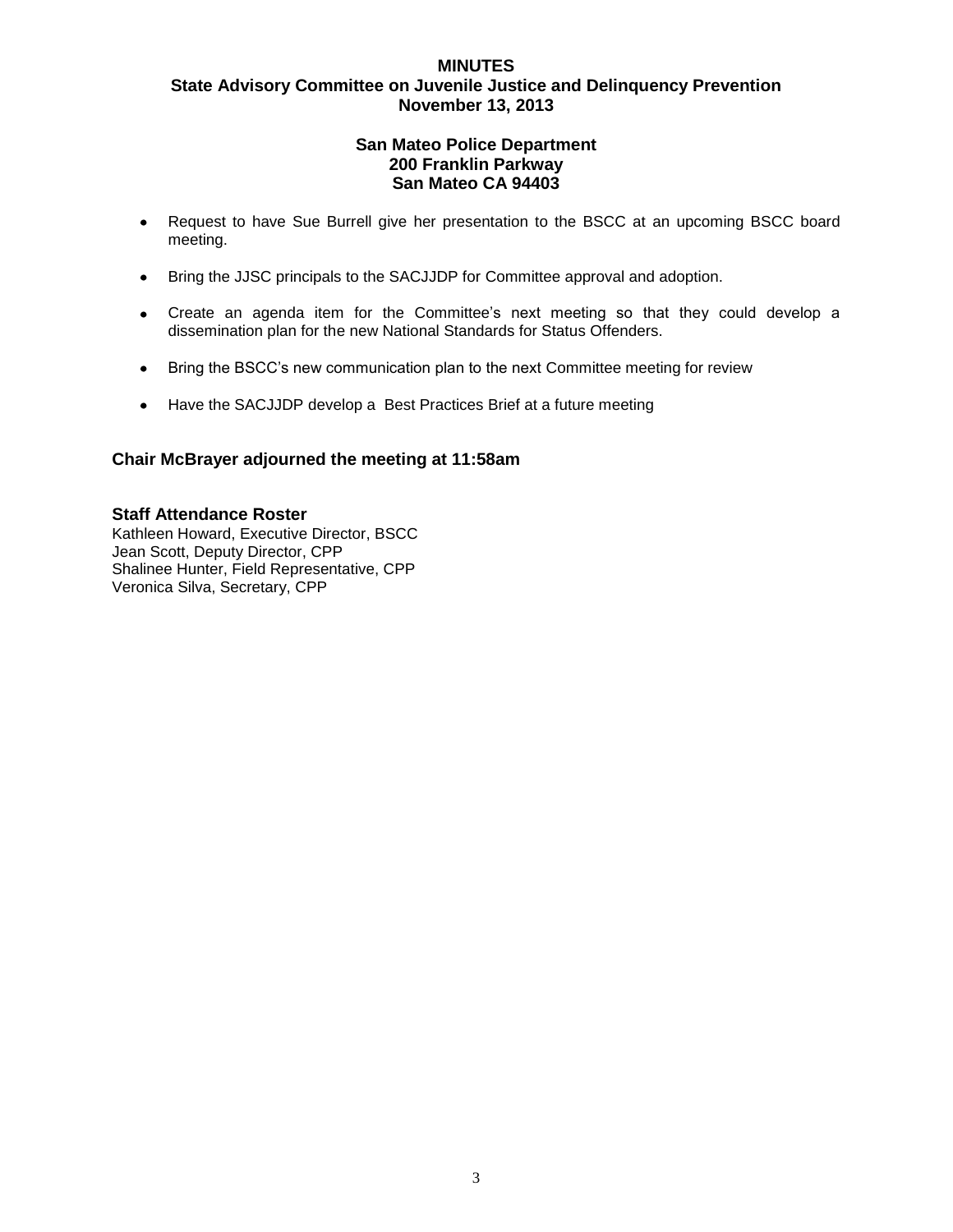**MINUTES**
**State Advisory Committee on Juvenile Justice and Delinquency Prevention**
**November 13, 2013**

**San Mateo Police Department**
**200 Franklin Parkway**
**San Mateo CA 94403**

- Request to have Sue Burrell give her presentation to the BSCC at an upcoming BSCC board meeting.
- Bring the JJSC principals to the SACJJDP for Committee approval and adoption.
- Create an agenda item for the Committee's next meeting so that they could develop a dissemination plan for the new National Standards for Status Offenders.
- Bring the BSCC's new communication plan to the next Committee meeting for review
- Have the SACJJDP develop a Best Practices Brief at a future meeting

### Chair McBrayer adjourned the meeting at 11:58am

### Staff Attendance Roster

Kathleen Howard, Executive Director, BSCC
Jean Scott, Deputy Director, CPP
Shalinee Hunter, Field Representative, CPP
Veronica Silva, Secretary, CPP